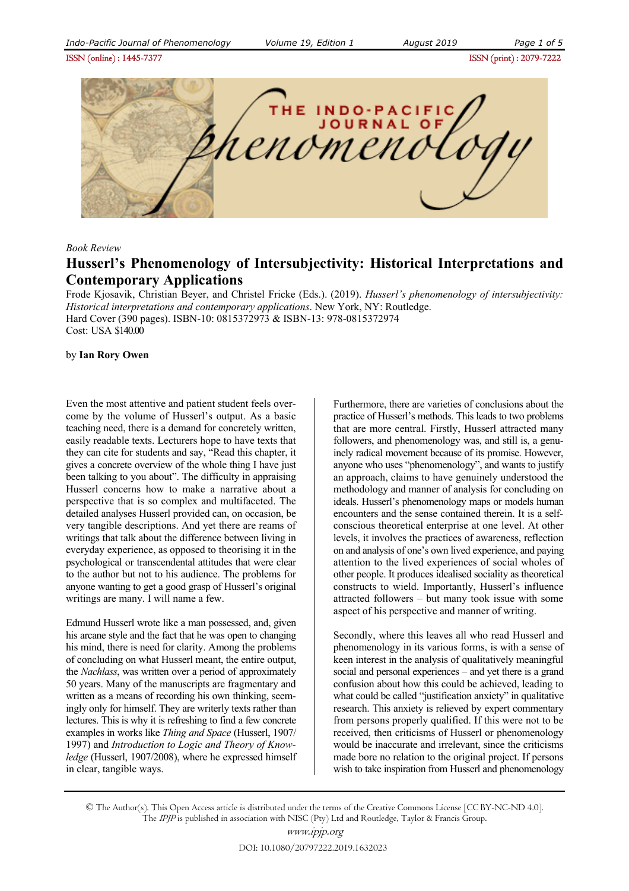*Book Review*

# Husserl's Phenomenology of Intersubjectivity: Historical Interpretations and Contemporary Applications

Frode Kjosavik, Christian Beyer, and Christel Fricke (Eds.). (2019). *Husserl's phenomenology of intersubjectivity: Historical interpretations and contemporary applications*. New York, NY: Routledge.
Hard Cover (390 pages). ISBN-10: 0815372973 & ISBN-13: 978-0815372974
Cost: USA $140.00

by **Ian Rory Owen**

Even the most attentive and patient student feels overcome by the volume of Husserl's output. As a basic teaching need, there is a demand for concretely written, easily readable texts. Lecturers hope to have texts that they can cite for students and say, "Read this chapter, it gives a concrete overview of the whole thing I have just been talking to you about". The difficulty in appraising Husserl concerns how to make a narrative about a perspective that is so complex and multifaceted. The detailed analyses Husserl provided can, on occasion, be very tangible descriptions. And yet there are reams of writings that talk about the difference between living in everyday experience, as opposed to theorising it in the psychological or transcendental attitudes that were clear to the author but not to his audience. The problems for anyone wanting to get a good grasp of Husserl's original writings are many. I will name a few.

Edmund Husserl wrote like a man possessed, and, given his arcane style and the fact that he was open to changing his mind, there is need for clarity. Among the problems of concluding on what Husserl meant, the entire output, the *Nachlass*, was written over a period of approximately 50 years. Many of the manuscripts are fragmentary and written as a means of recording his own thinking, seemingly only for himself. They are writerly texts rather than lectures. This is why it is refreshing to find a few concrete examples in works like *Thing and Space* (Husserl, 1907/1997) and *Introduction to Logic and Theory of Knowledge* (Husserl, 1907/2008), where he expressed himself in clear, tangible ways.

Furthermore, there are varieties of conclusions about the practice of Husserl's methods. This leads to two problems that are more central. Firstly, Husserl attracted many followers, and phenomenology was, and still is, a genuinely radical movement because of its promise. However, anyone who uses "phenomenology", and wants to justify an approach, claims to have genuinely understood the methodology and manner of analysis for concluding on ideals. Husserl's phenomenology maps or models human encounters and the sense contained therein. It is a self-conscious theoretical enterprise at one level. At other levels, it involves the practices of awareness, reflection on and analysis of one's own lived experience, and paying attention to the lived experiences of social wholes of other people. It produces idealised sociality as theoretical constructs to wield. Importantly, Husserl's influence attracted followers – but many took issue with some aspect of his perspective and manner of writing.

Secondly, where this leaves all who read Husserl and phenomenology in its various forms, is with a sense of keen interest in the analysis of qualitatively meaningful social and personal experiences – and yet there is a grand confusion about how this could be achieved, leading to what could be called "justification anxiety" in qualitative research. This anxiety is relieved by expert commentary from persons properly qualified. If this were not to be received, then criticisms of Husserl or phenomenology would be inaccurate and irrelevant, since the criticisms made bore no relation to the original project. If persons wish to take inspiration from Husserl and phenomenology

© The Author(s). This Open Access article is distributed under the terms of the Creative Commons License [CC BY-NC-ND 4.0]. The *IPJP* is published in association with NISC (Pty) Ltd and Routledge, Taylor & Francis Group.
www.ipjp.org
DOI: 10.1080/20797222.2019.1632023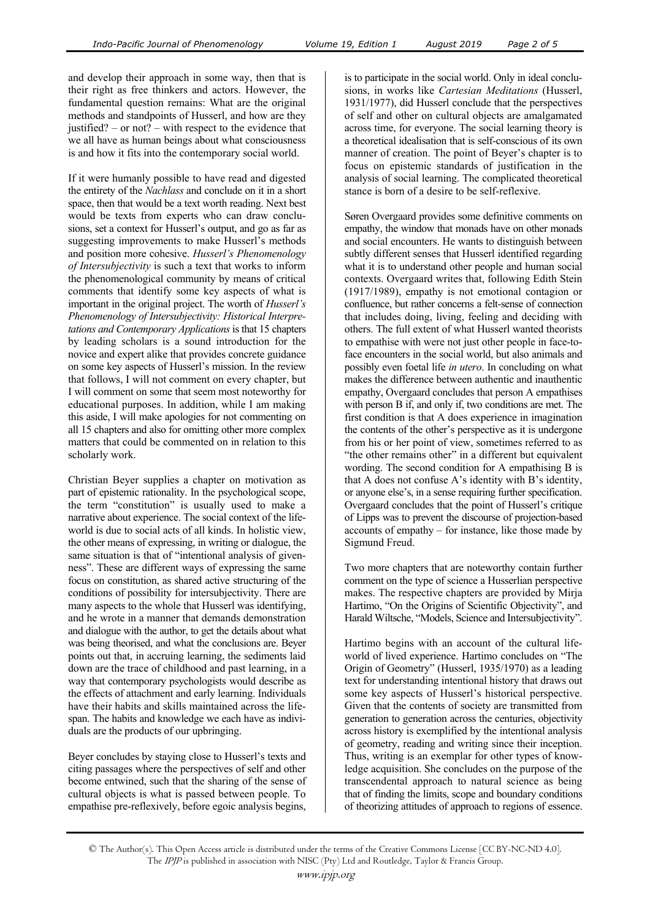and develop their approach in some way, then that is their right as free thinkers and actors. However, the fundamental question remains: What are the original methods and standpoints of Husserl, and how are they justified? – or not? – with respect to the evidence that we all have as human beings about what consciousness is and how it fits into the contemporary social world.

If it were humanly possible to have read and digested the entirety of the *Nachlass* and conclude on it in a short space, then that would be a text worth reading. Next best would be texts from experts who can draw conclusions, set a context for Husserl's output, and go as far as suggesting improvements to make Husserl's methods and position more cohesive. *Husserl's Phenomenology of Intersubjectivity* is such a text that works to inform the phenomenological community by means of critical comments that identify some key aspects of what is important in the original project. The worth of *Husserl's Phenomenology of Intersubjectivity: Historical Interpretations and Contemporary Applications* is that 15 chapters by leading scholars is a sound introduction for the novice and expert alike that provides concrete guidance on some key aspects of Husserl's mission. In the review that follows, I will not comment on every chapter, but I will comment on some that seem most noteworthy for educational purposes. In addition, while I am making this aside, I will make apologies for not commenting on all 15 chapters and also for omitting other more complex matters that could be commented on in relation to this scholarly work.

Christian Beyer supplies a chapter on motivation as part of epistemic rationality. In the psychological scope, the term "constitution" is usually used to make a narrative about experience. The social context of the lifeworld is due to social acts of all kinds. In holistic view, the other means of expressing, in writing or dialogue, the same situation is that of "intentional analysis of givenness". These are different ways of expressing the same focus on constitution, as shared active structuring of the conditions of possibility for intersubjectivity. There are many aspects to the whole that Husserl was identifying, and he wrote in a manner that demands demonstration and dialogue with the author, to get the details about what was being theorised, and what the conclusions are. Beyer points out that, in accruing learning, the sediments laid down are the trace of childhood and past learning, in a way that contemporary psychologists would describe as the effects of attachment and early learning. Individuals have their habits and skills maintained across the lifespan. The habits and knowledge we each have as individuals are the products of our upbringing.

Beyer concludes by staying close to Husserl's texts and citing passages where the perspectives of self and other become entwined, such that the sharing of the sense of cultural objects is what is passed between people. To empathise pre-reflexively, before egoic analysis begins, is to participate in the social world. Only in ideal conclusions, in works like *Cartesian Meditations* (Husserl, 1931/1977), did Husserl conclude that the perspectives of self and other on cultural objects are amalgamated across time, for everyone. The social learning theory is a theoretical idealisation that is self-conscious of its own manner of creation. The point of Beyer's chapter is to focus on epistemic standards of justification in the analysis of social learning. The complicated theoretical stance is born of a desire to be self-reflexive.

Søren Overgaard provides some definitive comments on empathy, the window that monads have on other monads and social encounters. He wants to distinguish between subtly different senses that Husserl identified regarding what it is to understand other people and human social contexts. Overgaard writes that, following Edith Stein (1917/1989), empathy is not emotional contagion or confluence, but rather concerns a felt-sense of connection that includes doing, living, feeling and deciding with others. The full extent of what Husserl wanted theorists to empathise with were not just other people in face-to-face encounters in the social world, but also animals and possibly even foetal life *in utero*. In concluding on what makes the difference between authentic and inauthentic empathy, Overgaard concludes that person A empathises with person B if, and only if, two conditions are met. The first condition is that A does experience in imagination the contents of the other's perspective as it is undergone from his or her point of view, sometimes referred to as "the other remains other" in a different but equivalent wording. The second condition for A empathising B is that A does not confuse A's identity with B's identity, or anyone else's, in a sense requiring further specification. Overgaard concludes that the point of Husserl's critique of Lipps was to prevent the discourse of projection-based accounts of empathy – for instance, like those made by Sigmund Freud.

Two more chapters that are noteworthy contain further comment on the type of science a Husserlian perspective makes. The respective chapters are provided by Mirja Hartimo, "On the Origins of Scientific Objectivity", and Harald Wiltsche, "Models, Science and Intersubjectivity".

Hartimo begins with an account of the cultural lifeworld of lived experience. Hartimo concludes on "The Origin of Geometry" (Husserl, 1935/1970) as a leading text for understanding intentional history that draws out some key aspects of Husserl's historical perspective. Given that the contents of society are transmitted from generation to generation across the centuries, objectivity across history is exemplified by the intentional analysis of geometry, reading and writing since their inception. Thus, writing is an exemplar for other types of knowledge acquisition. She concludes on the purpose of the transcendental approach to natural science as being that of finding the limits, scope and boundary conditions of theorizing attitudes of approach to regions of essence.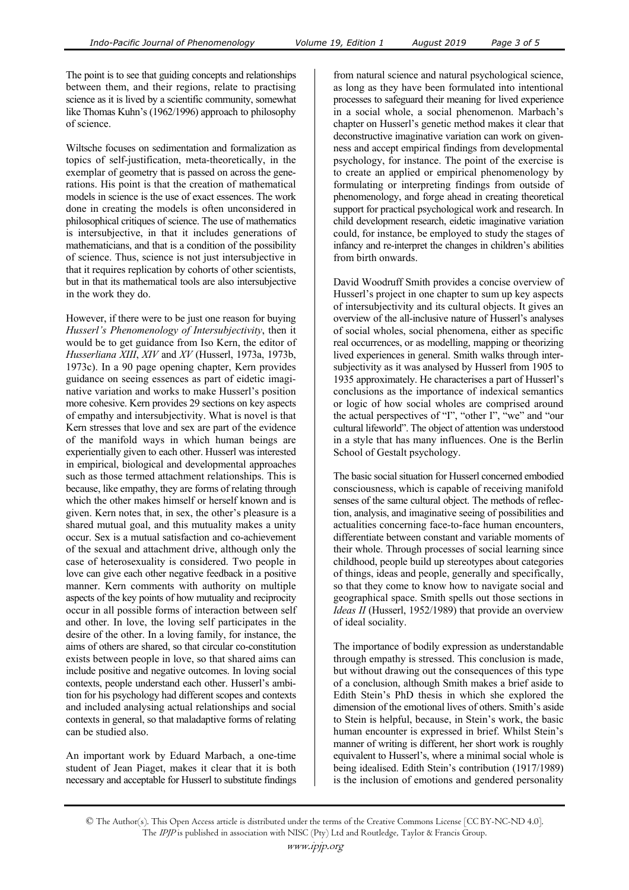The point is to see that guiding concepts and relationships between them, and their regions, relate to practising science as it is lived by a scientific community, somewhat like Thomas Kuhn's (1962/1996) approach to philosophy of science.

Wiltsche focuses on sedimentation and formalization as topics of self-justification, meta-theoretically, in the exemplar of geometry that is passed on across the generations. His point is that the creation of mathematical models in science is the use of exact essences. The work done in creating the models is often unconsidered in philosophical critiques of science. The use of mathematics is intersubjective, in that it includes generations of mathematicians, and that is a condition of the possibility of science. Thus, science is not just intersubjective in that it requires replication by cohorts of other scientists, but in that its mathematical tools are also intersubjective in the work they do.

However, if there were to be just one reason for buying *Husserl's Phenomenology of Intersubjectivity*, then it would be to get guidance from Iso Kern, the editor of *Husserliana XIII*, *XIV* and *XV* (Husserl, 1973a, 1973b, 1973c). In a 90 page opening chapter, Kern provides guidance on seeing essences as part of eidetic imaginative variation and works to make Husserl's position more cohesive. Kern provides 29 sections on key aspects of empathy and intersubjectivity. What is novel is that Kern stresses that love and sex are part of the evidence of the manifold ways in which human beings are experientially given to each other. Husserl was interested in empirical, biological and developmental approaches such as those termed attachment relationships. This is because, like empathy, they are forms of relating through which the other makes himself or herself known and is given. Kern notes that, in sex, the other's pleasure is a shared mutual goal, and this mutuality makes a unity occur. Sex is a mutual satisfaction and co-achievement of the sexual and attachment drive, although only the case of heterosexuality is considered. Two people in love can give each other negative feedback in a positive manner. Kern comments with authority on multiple aspects of the key points of how mutuality and reciprocity occur in all possible forms of interaction between self and other. In love, the loving self participates in the desire of the other. In a loving family, for instance, the aims of others are shared, so that circular co-constitution exists between people in love, so that shared aims can include positive and negative outcomes. In loving social contexts, people understand each other. Husserl's ambition for his psychology had different scopes and contexts and included analysing actual relationships and social contexts in general, so that maladaptive forms of relating can be studied also.

An important work by Eduard Marbach, a one-time student of Jean Piaget, makes it clear that it is both necessary and acceptable for Husserl to substitute findings from natural science and natural psychological science, as long as they have been formulated into intentional processes to safeguard their meaning for lived experience in a social whole, a social phenomenon. Marbach's chapter on Husserl's genetic method makes it clear that deconstructive imaginative variation can work on givenness and accept empirical findings from developmental psychology, for instance. The point of the exercise is to create an applied or empirical phenomenology by formulating or interpreting findings from outside of phenomenology, and forge ahead in creating theoretical support for practical psychological work and research. In child development research, eidetic imaginative variation could, for instance, be employed to study the stages of infancy and re-interpret the changes in children's abilities from birth onwards.

David Woodruff Smith provides a concise overview of Husserl's project in one chapter to sum up key aspects of intersubjectivity and its cultural objects. It gives an overview of the all-inclusive nature of Husserl's analyses of social wholes, social phenomena, either as specific real occurrences, or as modelling, mapping or theorizing lived experiences in general. Smith walks through intersubjectivity as it was analysed by Husserl from 1905 to 1935 approximately. He characterises a part of Husserl's conclusions as the importance of indexical semantics or logic of how social wholes are comprised around the actual perspectives of "I", "other I", "we" and "our cultural lifeworld". The object of attention was understood in a style that has many influences. One is the Berlin School of Gestalt psychology.

The basic social situation for Husserl concerned embodied consciousness, which is capable of receiving manifold senses of the same cultural object. The methods of reflection, analysis, and imaginative seeing of possibilities and actualities concerning face-to-face human encounters, differentiate between constant and variable moments of their whole. Through processes of social learning since childhood, people build up stereotypes about categories of things, ideas and people, generally and specifically, so that they come to know how to navigate social and geographical space. Smith spells out those sections in *Ideas II* (Husserl, 1952/1989) that provide an overview of ideal sociality.

The importance of bodily expression as understandable through empathy is stressed. This conclusion is made, but without drawing out the consequences of this type of a conclusion, although Smith makes a brief aside to Edith Stein's PhD thesis in which she explored the dimension of the emotional lives of others. Smith's aside to Stein is helpful, because, in Stein's work, the basic human encounter is expressed in brief. Whilst Stein's manner of writing is different, her short work is roughly equivalent to Husserl's, where a minimal social whole is being idealised. Edith Stein's contribution (1917/1989) is the inclusion of emotions and gendered personality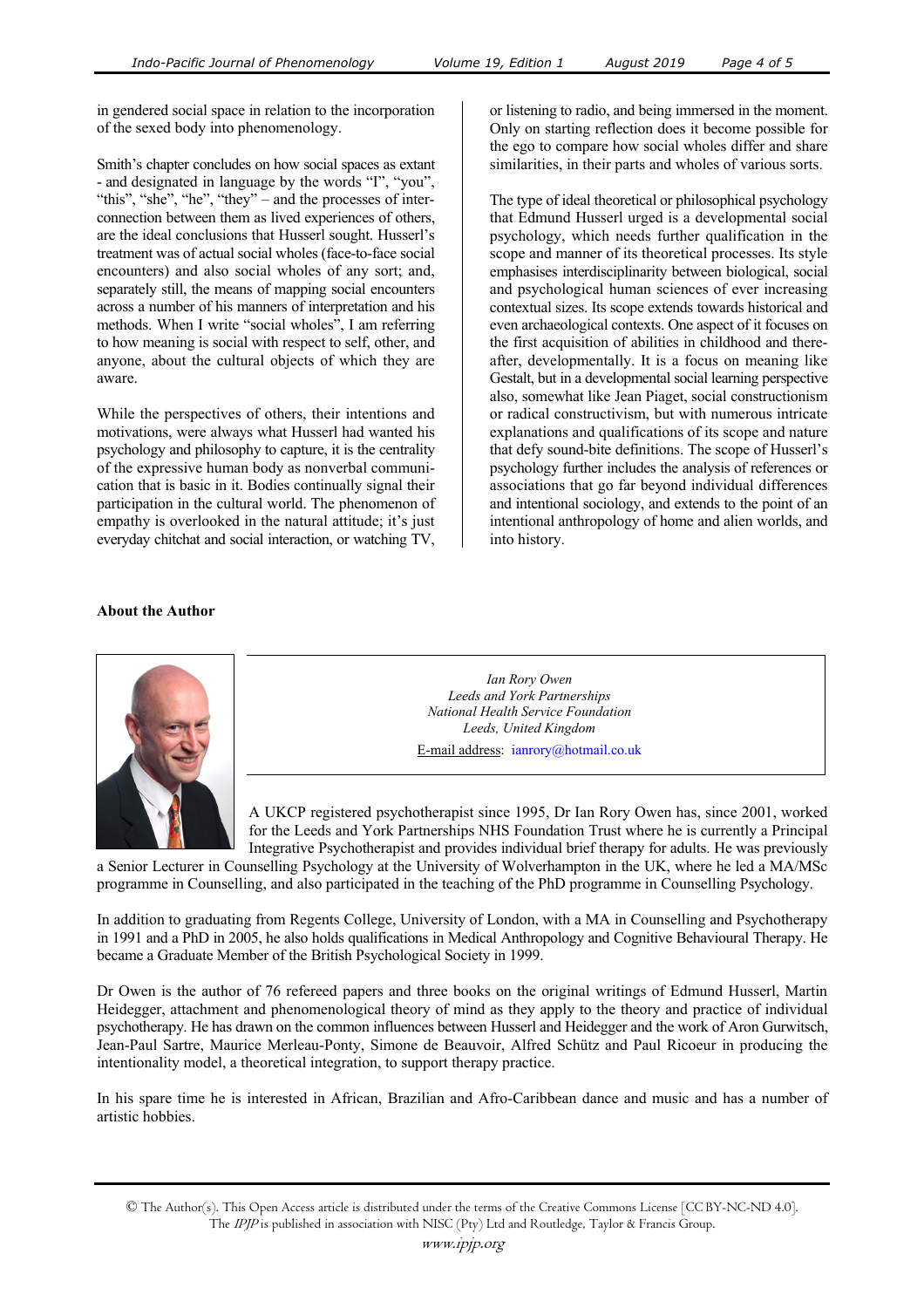in gendered social space in relation to the incorporation of the sexed body into phenomenology.

Smith's chapter concludes on how social spaces as extant - and designated in language by the words "I", "you", "this", "she", "he", "they" – and the processes of inter-connection between them as lived experiences of others, are the ideal conclusions that Husserl sought. Husserl's treatment was of actual social wholes (face-to-face social encounters) and also social wholes of any sort; and, separately still, the means of mapping social encounters across a number of his manners of interpretation and his methods. When I write "social wholes", I am referring to how meaning is social with respect to self, other, and anyone, about the cultural objects of which they are aware.

While the perspectives of others, their intentions and motivations, were always what Husserl had wanted his psychology and philosophy to capture, it is the centrality of the expressive human body as nonverbal communication that is basic in it. Bodies continually signal their participation in the cultural world. The phenomenon of empathy is overlooked in the natural attitude; it's just everyday chitchat and social interaction, or watching TV, or listening to radio, and being immersed in the moment. Only on starting reflection does it become possible for the ego to compare how social wholes differ and share similarities, in their parts and wholes of various sorts.

The type of ideal theoretical or philosophical psychology that Edmund Husserl urged is a developmental social psychology, which needs further qualification in the scope and manner of its theoretical processes. Its style emphasises interdisciplinarity between biological, social and psychological human sciences of ever increasing contextual sizes. Its scope extends towards historical and even archaeological contexts. One aspect of it focuses on the first acquisition of abilities in childhood and there-after, developmentally. It is a focus on meaning like Gestalt, but in a developmental social learning perspective also, somewhat like Jean Piaget, social constructionism or radical constructivism, but with numerous intricate explanations and qualifications of its scope and nature that defy sound-bite definitions. The scope of Husserl's psychology further includes the analysis of references or associations that go far beyond individual differences and intentional sociology, and extends to the point of an intentional anthropology of home and alien worlds, and into history.

**About the Author**

*Ian Rory Owen*
*Leeds and York Partnerships*
*National Health Service Foundation*
*Leeds, United Kingdom*

E-mail address: ianrory@hotmail.co.uk

A UKCP registered psychotherapist since 1995, Dr Ian Rory Owen has, since 2001, worked for the Leeds and York Partnerships NHS Foundation Trust where he is currently a Principal Integrative Psychotherapist and provides individual brief therapy for adults. He was previously a Senior Lecturer in Counselling Psychology at the University of Wolverhampton in the UK, where he led a MA/MSc programme in Counselling, and also participated in the teaching of the PhD programme in Counselling Psychology.

In addition to graduating from Regents College, University of London, with a MA in Counselling and Psychotherapy in 1991 and a PhD in 2005, he also holds qualifications in Medical Anthropology and Cognitive Behavioural Therapy. He became a Graduate Member of the British Psychological Society in 1999.

Dr Owen is the author of 76 refereed papers and three books on the original writings of Edmund Husserl, Martin Heidegger, attachment and phenomenological theory of mind as they apply to the theory and practice of individual psychotherapy. He has drawn on the common influences between Husserl and Heidegger and the work of Aron Gurwitsch, Jean-Paul Sartre, Maurice Merleau-Ponty, Simone de Beauvoir, Alfred Schütz and Paul Ricoeur in producing the intentionality model, a theoretical integration, to support therapy practice.

In his spare time he is interested in African, Brazilian and Afro-Caribbean dance and music and has a number of artistic hobbies.

© The Author(s). This Open Access article is distributed under the terms of the Creative Commons License [CC BY-NC-ND 4.0]. The *IPJP* is published in association with NISC (Pty) Ltd and Routledge, Taylor & Francis Group.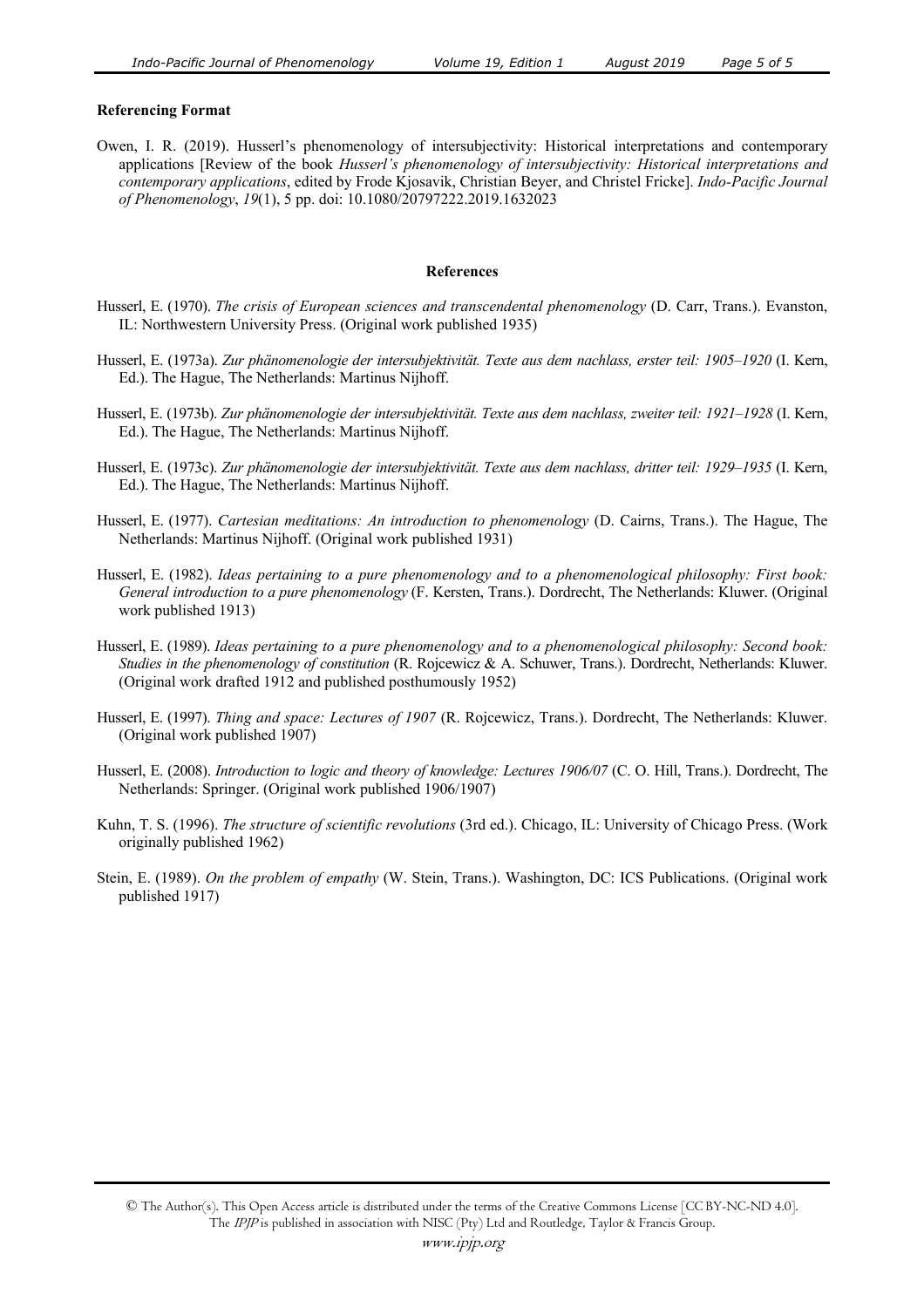**Referencing Format**

Owen, I. R. (2019). Husserl's phenomenology of intersubjectivity: Historical interpretations and contemporary applications [Review of the book *Husserl's phenomenology of intersubjectivity: Historical interpretations and contemporary applications*, edited by Frode Kjosavik, Christian Beyer, and Christel Fricke]. *Indo-Pacific Journal of Phenomenology*, *19*(1), 5 pp. doi: 10.1080/20797222.2019.1632023

**References**

Husserl, E. (1970). *The crisis of European sciences and transcendental phenomenology* (D. Carr, Trans.). Evanston, IL: Northwestern University Press. (Original work published 1935)

Husserl, E. (1973a). *Zur phänomenologie der intersubjektivität. Texte aus dem nachlass, erster teil: 1905–1920* (I. Kern, Ed.). The Hague, The Netherlands: Martinus Nijhoff.

Husserl, E. (1973b). *Zur phänomenologie der intersubjektivität. Texte aus dem nachlass, zweiter teil: 1921–1928* (I. Kern, Ed.). The Hague, The Netherlands: Martinus Nijhoff.

Husserl, E. (1973c). *Zur phänomenologie der intersubjektivität. Texte aus dem nachlass, dritter teil: 1929–1935* (I. Kern, Ed.). The Hague, The Netherlands: Martinus Nijhoff.

Husserl, E. (1977). *Cartesian meditations: An introduction to phenomenology* (D. Cairns, Trans.). The Hague, The Netherlands: Martinus Nijhoff. (Original work published 1931)

Husserl, E. (1982). *Ideas pertaining to a pure phenomenology and to a phenomenological philosophy: First book: General introduction to a pure phenomenology* (F. Kersten, Trans.). Dordrecht, The Netherlands: Kluwer. (Original work published 1913)

Husserl, E. (1989). *Ideas pertaining to a pure phenomenology and to a phenomenological philosophy: Second book: Studies in the phenomenology of constitution* (R. Rojcewicz & A. Schuwer, Trans.). Dordrecht, Netherlands: Kluwer. (Original work drafted 1912 and published posthumously 1952)

Husserl, E. (1997). *Thing and space: Lectures of 1907* (R. Rojcewicz, Trans.). Dordrecht, The Netherlands: Kluwer. (Original work published 1907)

Husserl, E. (2008). *Introduction to logic and theory of knowledge: Lectures 1906/07* (C. O. Hill, Trans.). Dordrecht, The Netherlands: Springer. (Original work published 1906/1907)

Kuhn, T. S. (1996). *The structure of scientific revolutions* (3rd ed.). Chicago, IL: University of Chicago Press. (Work originally published 1962)

Stein, E. (1989). *On the problem of empathy* (W. Stein, Trans.). Washington, DC: ICS Publications. (Original work published 1917)

© The Author(s). This Open Access article is distributed under the terms of the Creative Commons License [CC BY-NC-ND 4.0]. The *IPJP* is published in association with NISC (Pty) Ltd and Routledge, Taylor & Francis Group.